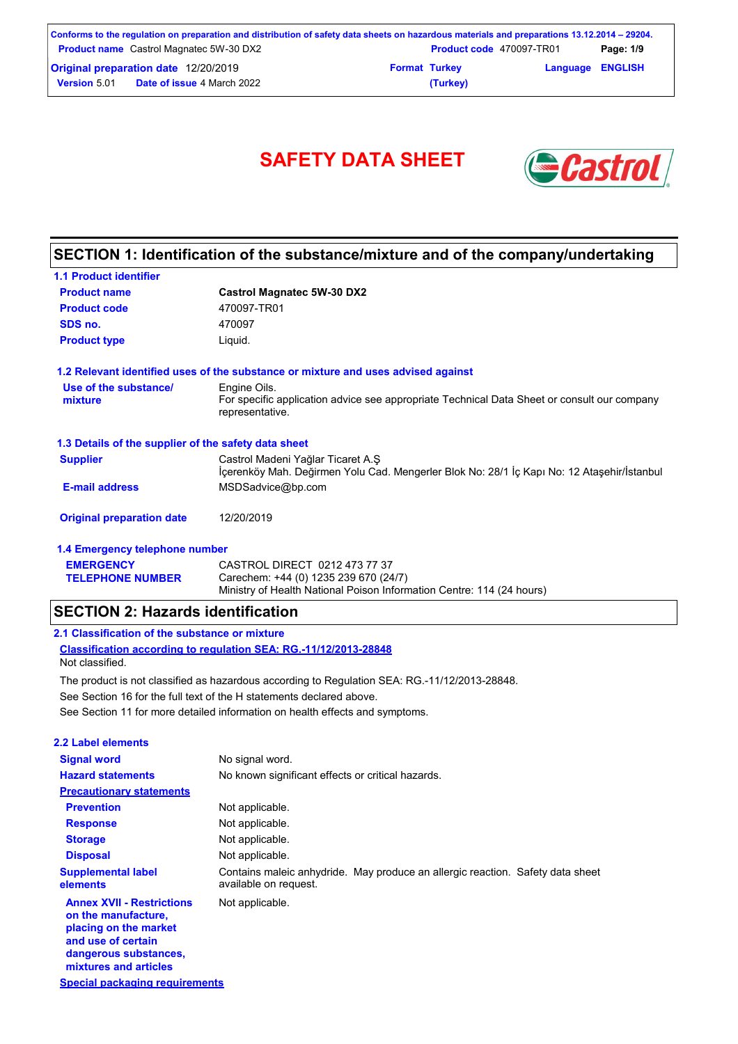# SAFETY DATA SHEET

## SECTION 1: Identification of the substance/mixture and of the company/undertaking

### 1.1 Product identifier

| | |
|---|---|
| **Product name** | **Castrol Magnatec 5W-30 DX2** |
| **Product code** | 470097-TR01 |
| **SDS no.** | 470097 |
| **Product type** | Liquid. |

### 1.2 Relevant identified uses of the substance or mixture and uses advised against

| | |
|---|---|
| **Use of the substance/ mixture** | Engine Oils. For specific application advice see appropriate Technical Data Sheet or consult our company representative. |

### 1.3 Details of the supplier of the safety data sheet

| | |
|---|---|
| **Supplier** | Castrol Madeni Yağlar Ticaret A.Ş İçerenköy Mah. Değirmen Yolu Cad. Mengerler Blok No: 28/1 İç Kapı No: 12 Ataşehir/İstanbul |
| **E-mail address** | MSDSadvice@bp.com |
| **Original preparation date** | 12/20/2019 |

### 1.4 Emergency telephone number

| | |
|---|---|
| **EMERGENCY TELEPHONE NUMBER** | CASTROL DIRECT 0212 473 77 37<br>Carechem: +44 (0) 1235 239 670 (24/7)<br>Ministry of Health National Poison Information Centre: 114 (24 hours) |

## SECTION 2: Hazards identification

### 2.1 Classification of the substance or mixture

**Classification according to regulation SEA: RG.-11/12/2013-28848**

Not classified.

The product is not classified as hazardous according to Regulation SEA: RG.-11/12/2013-28848.

See Section 16 for the full text of the H statements declared above.

See Section 11 for more detailed information on health effects and symptoms.

### 2.2 Label elements

| | |
|---|---|
| **Signal word** | No signal word. |
| **Hazard statements** | No known significant effects or critical hazards. |
| **Precautionary statements** | |
| **Prevention** | Not applicable. |
| **Response** | Not applicable. |
| **Storage** | Not applicable. |
| **Disposal** | Not applicable. |
| **Supplemental label elements** | Contains maleic anhydride. May produce an allergic reaction. Safety data sheet available on request. |
| **Annex XVII - Restrictions on the manufacture, placing on the market and use of certain dangerous substances, mixtures and articles** | Not applicable. |

**Special packaging requirements**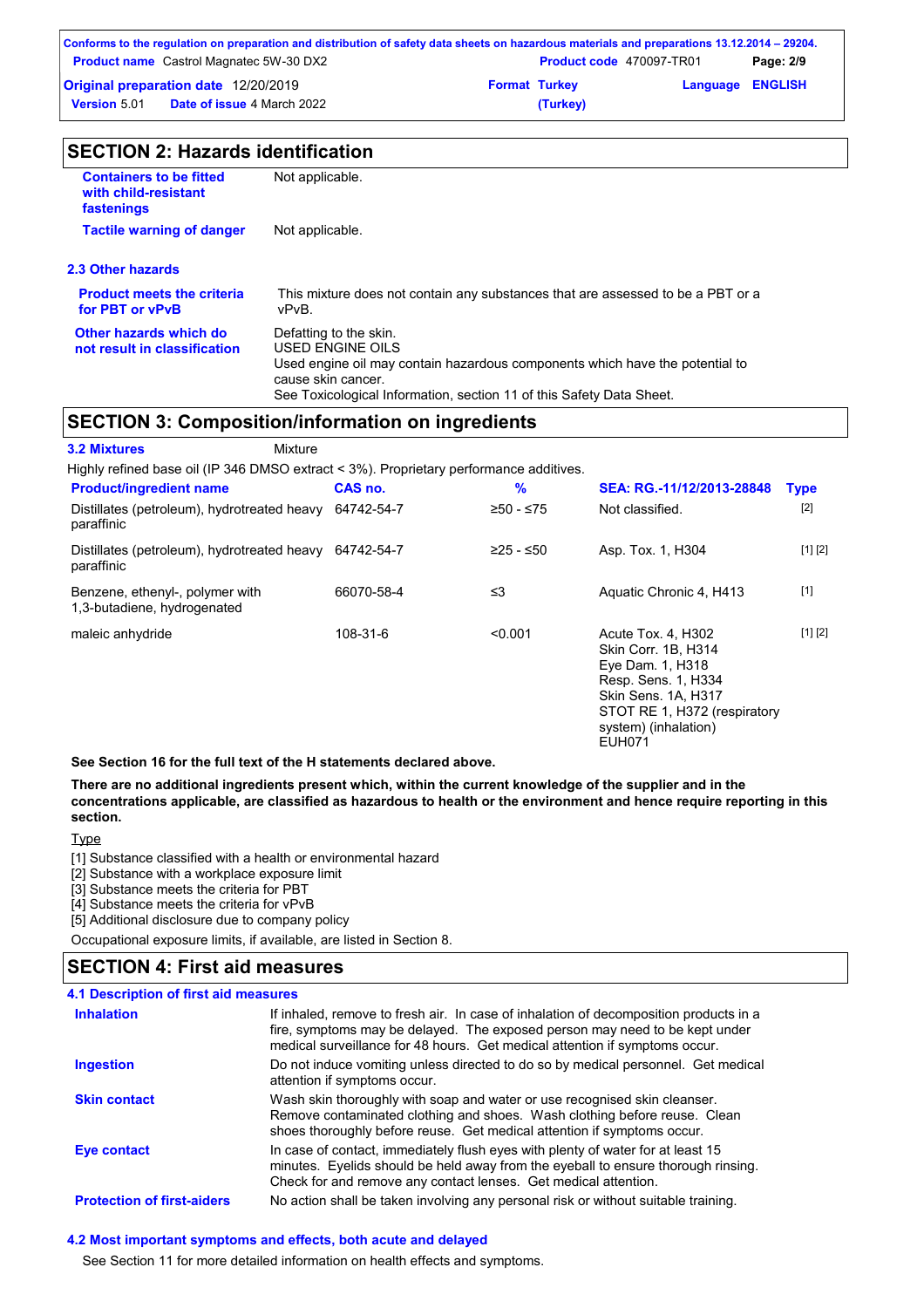## SECTION 2: Hazards identification

| | |
|---|---|
| **Containers to be fitted with child-resistant fastenings** | Not applicable. |
| **Tactile warning of danger** | Not applicable. |

### 2.3 Other hazards

| | |
|---|---|
| **Product meets the criteria for PBT or vPvB** | This mixture does not contain any substances that are assessed to be a PBT or a vPvB. |
| **Other hazards which do not result in classification** | Defatting to the skin. USED ENGINE OILS Used engine oil may contain hazardous components which have the potential to cause skin cancer. See Toxicological Information, section 11 of this Safety Data Sheet. |

## SECTION 3: Composition/information on ingredients

**3.2 Mixtures** Mixture

Highly refined base oil (IP 346 DMSO extract < 3%). Proprietary performance additives.

| Product/ingredient name | CAS no. | % | SEA: RG.-11/12/2013-28848 | Type |
|---|---|---|---|---|
| Distillates (petroleum), hydrotreated heavy paraffinic | 64742-54-7 | ≥50 - ≤75 | Not classified. | [2] |
| Distillates (petroleum), hydrotreated heavy paraffinic | 64742-54-7 | ≥25 - ≤50 | Asp. Tox. 1, H304 | [1] [2] |
| Benzene, ethenyl-, polymer with 1,3-butadiene, hydrogenated | 66070-58-4 | ≤3 | Aquatic Chronic 4, H413 | [1] |
| maleic anhydride | 108-31-6 | <0.001 | Acute Tox. 4, H302<br>Skin Corr. 1B, H314<br>Eye Dam. 1, H318<br>Resp. Sens. 1, H334<br>Skin Sens. 1A, H317<br>STOT RE 1, H372 (respiratory system) (inhalation)<br>EUH071 | [1] [2] |

**See Section 16 for the full text of the H statements declared above.**

**There are no additional ingredients present which, within the current knowledge of the supplier and in the concentrations applicable, are classified as hazardous to health or the environment and hence require reporting in this section.**

Type

[1] Substance classified with a health or environmental hazard
[2] Substance with a workplace exposure limit
[3] Substance meets the criteria for PBT
[4] Substance meets the criteria for vPvB
[5] Additional disclosure due to company policy

Occupational exposure limits, if available, are listed in Section 8.

## SECTION 4: First aid measures

### 4.1 Description of first aid measures

| | |
|---|---|
| **Inhalation** | If inhaled, remove to fresh air. In case of inhalation of decomposition products in a fire, symptoms may be delayed. The exposed person may need to be kept under medical surveillance for 48 hours. Get medical attention if symptoms occur. |
| **Ingestion** | Do not induce vomiting unless directed to do so by medical personnel. Get medical attention if symptoms occur. |
| **Skin contact** | Wash skin thoroughly with soap and water or use recognised skin cleanser. Remove contaminated clothing and shoes. Wash clothing before reuse. Clean shoes thoroughly before reuse. Get medical attention if symptoms occur. |
| **Eye contact** | In case of contact, immediately flush eyes with plenty of water for at least 15 minutes. Eyelids should be held away from the eyeball to ensure thorough rinsing. Check for and remove any contact lenses. Get medical attention. |
| **Protection of first-aiders** | No action shall be taken involving any personal risk or without suitable training. |

### 4.2 Most important symptoms and effects, both acute and delayed

See Section 11 for more detailed information on health effects and symptoms.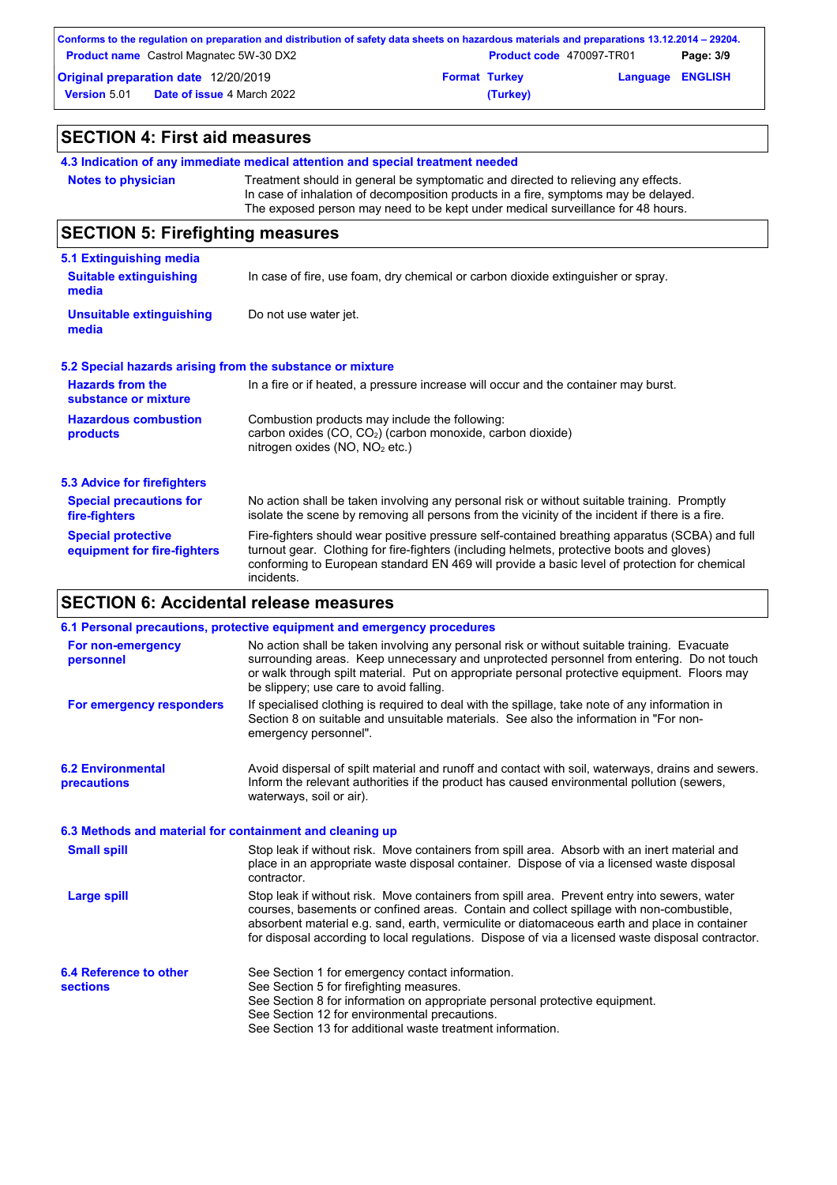## SECTION 4: First aid measures

### 4.3 Indication of any immediate medical attention and special treatment needed

**Notes to physician**

Treatment should in general be symptomatic and directed to relieving any effects. In case of inhalation of decomposition products in a fire, symptoms may be delayed. The exposed person may need to be kept under medical surveillance for 48 hours.

## SECTION 5: Firefighting measures

### 5.1 Extinguishing media

**Suitable extinguishing media**

In case of fire, use foam, dry chemical or carbon dioxide extinguisher or spray.

**Unsuitable extinguishing media**

Do not use water jet.

### 5.2 Special hazards arising from the substance or mixture

**Hazards from the substance or mixture**

In a fire or if heated, a pressure increase will occur and the container may burst.

**Hazardous combustion products**

Combustion products may include the following:
carbon oxides (CO, $CO_2$) (carbon monoxide, carbon dioxide)
nitrogen oxides (NO, $NO_2$ etc.)

### 5.3 Advice for firefighters

**Special precautions for fire-fighters**

No action shall be taken involving any personal risk or without suitable training. Promptly isolate the scene by removing all persons from the vicinity of the incident if there is a fire.

**Special protective equipment for fire-fighters**

Fire-fighters should wear positive pressure self-contained breathing apparatus (SCBA) and full turnout gear. Clothing for fire-fighters (including helmets, protective boots and gloves) conforming to European standard EN 469 will provide a basic level of protection for chemical incidents.

## SECTION 6: Accidental release measures

### 6.1 Personal precautions, protective equipment and emergency procedures

**For non-emergency personnel**

No action shall be taken involving any personal risk or without suitable training. Evacuate surrounding areas. Keep unnecessary and unprotected personnel from entering. Do not touch or walk through spilt material. Put on appropriate personal protective equipment. Floors may be slippery; use care to avoid falling.

**For emergency responders**

If specialised clothing is required to deal with the spillage, take note of any information in Section 8 on suitable and unsuitable materials. See also the information in "For non-emergency personnel".

### 6.2 Environmental precautions

Avoid dispersal of spilt material and runoff and contact with soil, waterways, drains and sewers. Inform the relevant authorities if the product has caused environmental pollution (sewers, waterways, soil or air).

### 6.3 Methods and material for containment and cleaning up

**Small spill**

Stop leak if without risk. Move containers from spill area. Absorb with an inert material and place in an appropriate waste disposal container. Dispose of via a licensed waste disposal contractor.

**Large spill**

Stop leak if without risk. Move containers from spill area. Prevent entry into sewers, water courses, basements or confined areas. Contain and collect spillage with non-combustible, absorbent material e.g. sand, earth, vermiculite or diatomaceous earth and place in container for disposal according to local regulations. Dispose of via a licensed waste disposal contractor.

### 6.4 Reference to other sections

See Section 1 for emergency contact information.
See Section 5 for firefighting measures.
See Section 8 for information on appropriate personal protective equipment.
See Section 12 for environmental precautions.
See Section 13 for additional waste treatment information.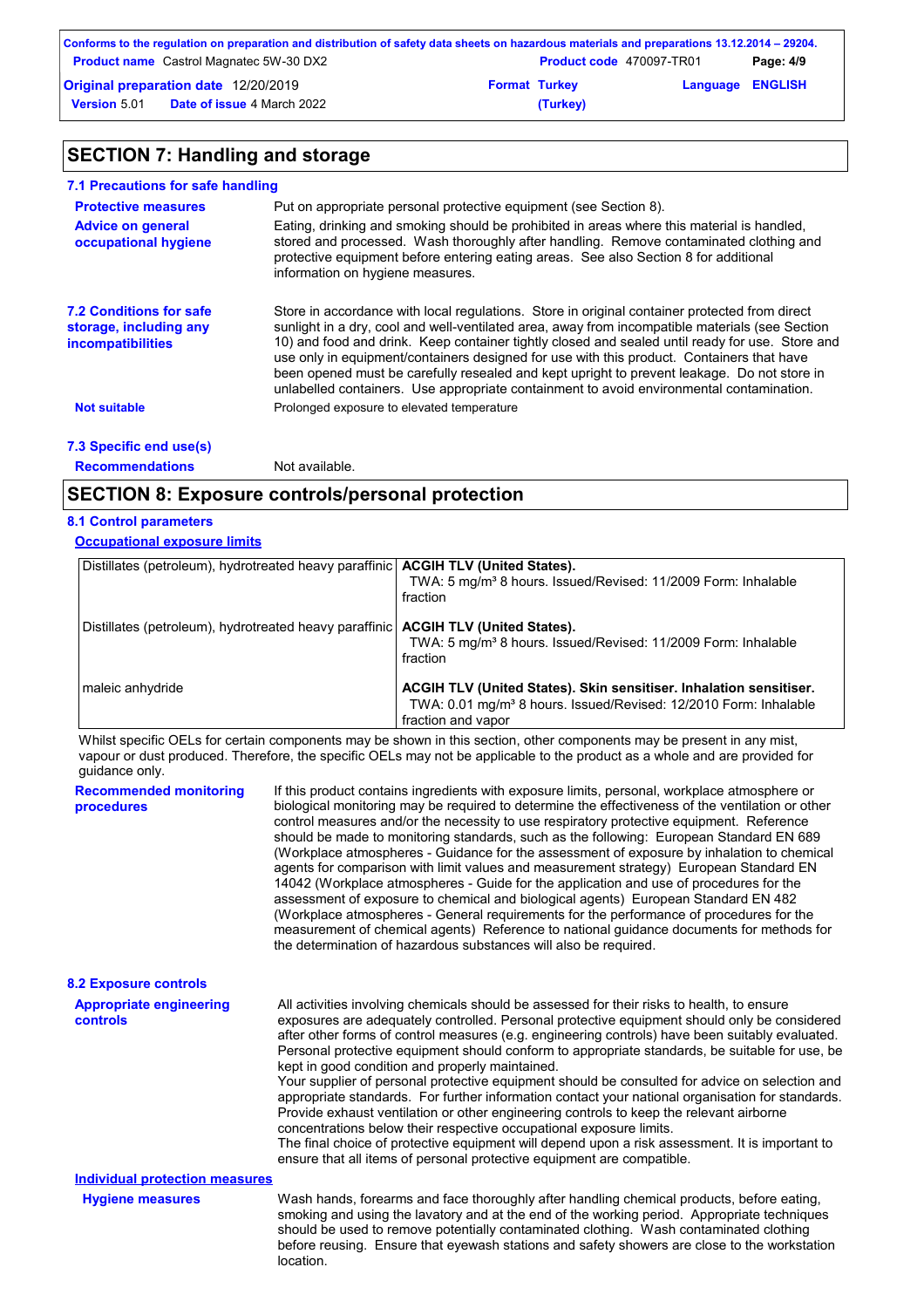## SECTION 7: Handling and storage

### 7.1 Precautions for safe handling

**Protective measures**

Put on appropriate personal protective equipment (see Section 8).

**Advice on general occupational hygiene**

Eating, drinking and smoking should be prohibited in areas where this material is handled, stored and processed. Wash thoroughly after handling. Remove contaminated clothing and protective equipment before entering eating areas. See also Section 8 for additional information on hygiene measures.

### 7.2 Conditions for safe storage, including any incompatibilities

Store in accordance with local regulations. Store in original container protected from direct sunlight in a dry, cool and well-ventilated area, away from incompatible materials (see Section 10) and food and drink. Keep container tightly closed and sealed until ready for use. Store and use only in equipment/containers designed for use with this product. Containers that have been opened must be carefully resealed and kept upright to prevent leakage. Do not store in unlabelled containers. Use appropriate containment to avoid environmental contamination.

**Not suitable**

Prolonged exposure to elevated temperature

### 7.3 Specific end use(s)

**Recommendations**

Not available.

## SECTION 8: Exposure controls/personal protection

### 8.1 Control parameters

**Occupational exposure limits**

| Product/ingredient name | Exposure limit values |
|---|---|
| Distillates (petroleum), hydrotreated heavy paraffinic | **ACGIH TLV (United States).** TWA: 5 mg/m³ 8 hours. Issued/Revised: 11/2009 Form: Inhalable fraction |
| Distillates (petroleum), hydrotreated heavy paraffinic | **ACGIH TLV (United States).** TWA: 5 mg/m³ 8 hours. Issued/Revised: 11/2009 Form: Inhalable fraction |
| maleic anhydride | **ACGIH TLV (United States). Skin sensitiser. Inhalation sensitiser.** TWA: 0.01 mg/m³ 8 hours. Issued/Revised: 12/2010 Form: Inhalable fraction and vapor |

Whilst specific OELs for certain components may be shown in this section, other components may be present in any mist, vapour or dust produced. Therefore, the specific OELs may not be applicable to the product as a whole and are provided for guidance only.

**Recommended monitoring procedures**

If this product contains ingredients with exposure limits, personal, workplace atmosphere or biological monitoring may be required to determine the effectiveness of the ventilation or other control measures and/or the necessity to use respiratory protective equipment. Reference should be made to monitoring standards, such as the following: European Standard EN 689 (Workplace atmospheres - Guidance for the assessment of exposure by inhalation to chemical agents for comparison with limit values and measurement strategy) European Standard EN 14042 (Workplace atmospheres - Guide for the application and use of procedures for the assessment of exposure to chemical and biological agents) European Standard EN 482 (Workplace atmospheres - General requirements for the performance of procedures for the measurement of chemical agents) Reference to national guidance documents for methods for the determination of hazardous substances will also be required.

### 8.2 Exposure controls

**Appropriate engineering controls**

All activities involving chemicals should be assessed for their risks to health, to ensure exposures are adequately controlled. Personal protective equipment should only be considered after other forms of control measures (e.g. engineering controls) have been suitably evaluated. Personal protective equipment should conform to appropriate standards, be suitable for use, be kept in good condition and properly maintained.
Your supplier of personal protective equipment should be consulted for advice on selection and appropriate standards. For further information contact your national organisation for standards.
Provide exhaust ventilation or other engineering controls to keep the relevant airborne concentrations below their respective occupational exposure limits.
The final choice of protective equipment will depend upon a risk assessment. It is important to ensure that all items of personal protective equipment are compatible.

**Individual protection measures**

**Hygiene measures**

Wash hands, forearms and face thoroughly after handling chemical products, before eating, smoking and using the lavatory and at the end of the working period. Appropriate techniques should be used to remove potentially contaminated clothing. Wash contaminated clothing before reusing. Ensure that eyewash stations and safety showers are close to the workstation location.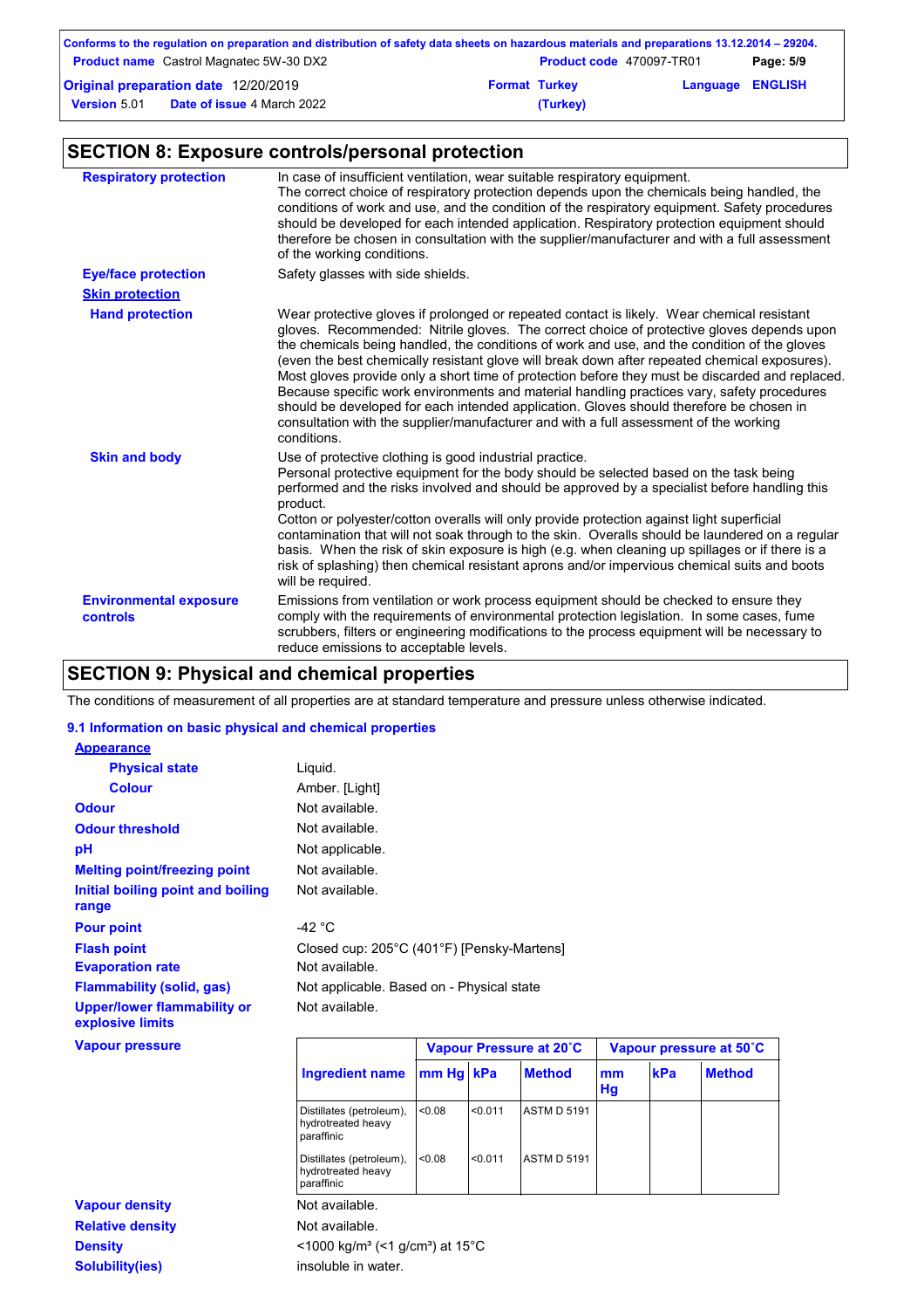## SECTION 8: Exposure controls/personal protection

**Respiratory protection**

In case of insufficient ventilation, wear suitable respiratory equipment.
The correct choice of respiratory protection depends upon the chemicals being handled, the conditions of work and use, and the condition of the respiratory equipment. Safety procedures should be developed for each intended application. Respiratory protection equipment should therefore be chosen in consultation with the supplier/manufacturer and with a full assessment of the working conditions.

**Eye/face protection**

Safety glasses with side shields.

**Skin protection**

**Hand protection**

Wear protective gloves if prolonged or repeated contact is likely. Wear chemical resistant gloves. Recommended: Nitrile gloves. The correct choice of protective gloves depends upon the chemicals being handled, the conditions of work and use, and the condition of the gloves (even the best chemically resistant glove will break down after repeated chemical exposures). Most gloves provide only a short time of protection before they must be discarded and replaced. Because specific work environments and material handling practices vary, safety procedures should be developed for each intended application. Gloves should therefore be chosen in consultation with the supplier/manufacturer and with a full assessment of the working conditions.

**Skin and body**

Use of protective clothing is good industrial practice.
Personal protective equipment for the body should be selected based on the task being performed and the risks involved and should be approved by a specialist before handling this product.
Cotton or polyester/cotton overalls will only provide protection against light superficial contamination that will not soak through to the skin. Overalls should be laundered on a regular basis. When the risk of skin exposure is high (e.g. when cleaning up spillages or if there is a risk of splashing) then chemical resistant aprons and/or impervious chemical suits and boots will be required.

**Environmental exposure controls**

Emissions from ventilation or work process equipment should be checked to ensure they comply with the requirements of environmental protection legislation. In some cases, fume scrubbers, filters or engineering modifications to the process equipment will be necessary to reduce emissions to acceptable levels.

## SECTION 9: Physical and chemical properties

The conditions of measurement of all properties are at standard temperature and pressure unless otherwise indicated.

### 9.1 Information on basic physical and chemical properties

**Appearance**

| | |
|---|---|
| **Physical state** | Liquid. |
| **Colour** | Amber. [Light] |
| **Odour** | Not available. |
| **Odour threshold** | Not available. |
| **pH** | Not applicable. |
| **Melting point/freezing point** | Not available. |
| **Initial boiling point and boiling range** | Not available. |
| **Pour point** | -42 °C |
| **Flash point** | Closed cup: 205°C (401°F) [Pensky-Martens] |
| **Evaporation rate** | Not available. |
| **Flammability (solid, gas)** | Not applicable. Based on - Physical state |
| **Upper/lower flammability or explosive limits** | Not available. |

**Vapour pressure**

| Ingredient name | Vapour Pressure at 20˚C | | | Vapour pressure at 50˚C | | |
|---|---|---|---|---|---|---|
| | mm Hg | kPa | Method | mm Hg | kPa | Method |
| Distillates (petroleum), hydrotreated heavy paraffinic | <0.08 | <0.011 | ASTM D 5191 | | | |
| Distillates (petroleum), hydrotreated heavy paraffinic | <0.08 | <0.011 | ASTM D 5191 | | | |

| | |
|---|---|
| **Vapour density** | Not available. |
| **Relative density** | Not available. |
| **Density** | <1000 kg/m³ (<1 g/cm³) at 15°C |
| **Solubility(ies)** | insoluble in water. |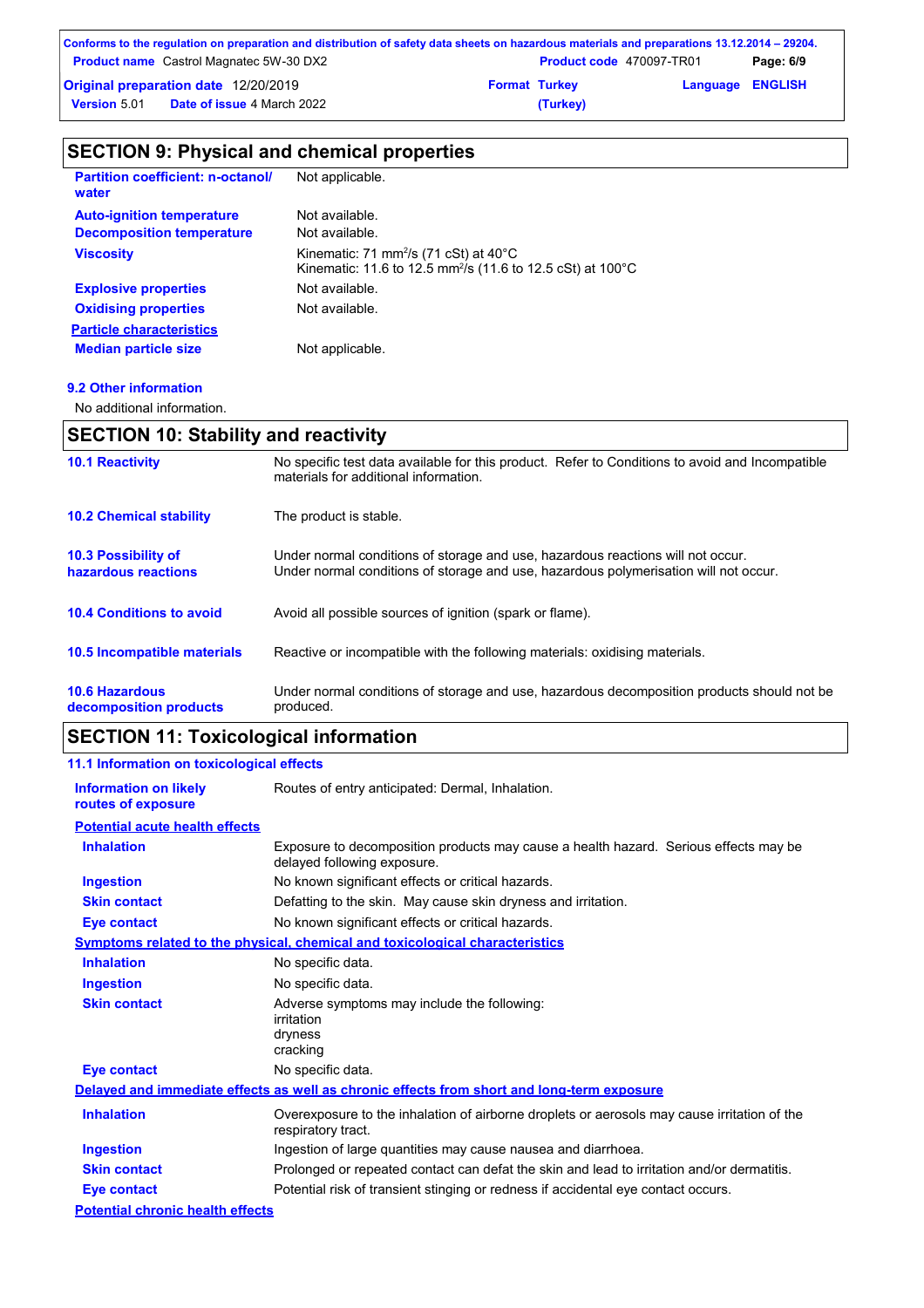## SECTION 9: Physical and chemical properties

| | |
|---|---|
| **Partition coefficient: n-octanol/ water** | Not applicable. |
| **Auto-ignition temperature** | Not available. |
| **Decomposition temperature** | Not available. |
| **Viscosity** | Kinematic: 71 mm$^2$/s (71 cSt) at 40°C<br>Kinematic: 11.6 to 12.5 mm$^2$/s (11.6 to 12.5 cSt) at 100°C |
| **Explosive properties** | Not available. |
| **Oxidising properties** | Not available. |
| **Particle characteristics** | |
| **Median particle size** | Not applicable. |

**9.2 Other information**

No additional information.

## SECTION 10: Stability and reactivity

| | |
|---|---|
| **10.1 Reactivity** | No specific test data available for this product. Refer to Conditions to avoid and Incompatible materials for additional information. |
| **10.2 Chemical stability** | The product is stable. |
| **10.3 Possibility of hazardous reactions** | Under normal conditions of storage and use, hazardous reactions will not occur.<br>Under normal conditions of storage and use, hazardous polymerisation will not occur. |
| **10.4 Conditions to avoid** | Avoid all possible sources of ignition (spark or flame). |
| **10.5 Incompatible materials** | Reactive or incompatible with the following materials: oxidising materials. |
| **10.6 Hazardous decomposition products** | Under normal conditions of storage and use, hazardous decomposition products should not be produced. |

## SECTION 11: Toxicological information

**11.1 Information on toxicological effects**

| | |
|---|---|
| **Information on likely routes of exposure** | Routes of entry anticipated: Dermal, Inhalation. |

**Potential acute health effects**

| | |
|---|---|
| **Inhalation** | Exposure to decomposition products may cause a health hazard. Serious effects may be delayed following exposure. |
| **Ingestion** | No known significant effects or critical hazards. |
| **Skin contact** | Defatting to the skin. May cause skin dryness and irritation. |
| **Eye contact** | No known significant effects or critical hazards. |

**Symptoms related to the physical, chemical and toxicological characteristics**

| | |
|---|---|
| **Inhalation** | No specific data. |
| **Ingestion** | No specific data. |
| **Skin contact** | Adverse symptoms may include the following:<br>irritation<br>dryness<br>cracking |
| **Eye contact** | No specific data. |

**Delayed and immediate effects as well as chronic effects from short and long-term exposure**

| | |
|---|---|
| **Inhalation** | Overexposure to the inhalation of airborne droplets or aerosols may cause irritation of the respiratory tract. |
| **Ingestion** | Ingestion of large quantities may cause nausea and diarrhoea. |
| **Skin contact** | Prolonged or repeated contact can defat the skin and lead to irritation and/or dermatitis. |
| **Eye contact** | Potential risk of transient stinging or redness if accidental eye contact occurs. |

**Potential chronic health effects**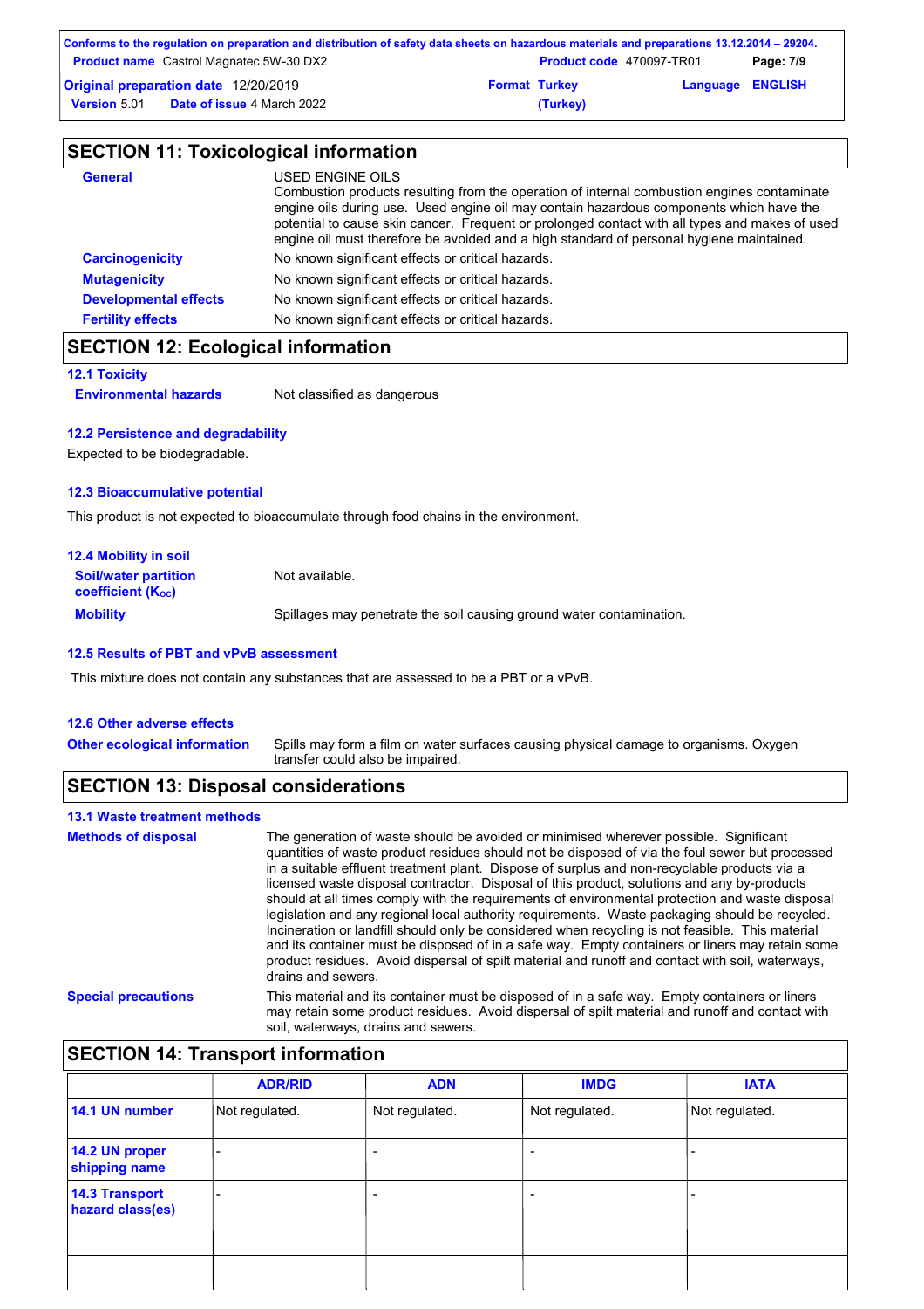## SECTION 11: Toxicological information

| | |
|---|---|
| **General** | USED ENGINE OILS<br>Combustion products resulting from the operation of internal combustion engines contaminate engine oils during use. Used engine oil may contain hazardous components which have the potential to cause skin cancer. Frequent or prolonged contact with all types and makes of used engine oil must therefore be avoided and a high standard of personal hygiene maintained. |
| **Carcinogenicity** | No known significant effects or critical hazards. |
| **Mutagenicity** | No known significant effects or critical hazards. |
| **Developmental effects** | No known significant effects or critical hazards. |
| **Fertility effects** | No known significant effects or critical hazards. |

## SECTION 12: Ecological information

### 12.1 Toxicity

**Environmental hazards** Not classified as dangerous

### 12.2 Persistence and degradability

Expected to be biodegradable.

### 12.3 Bioaccumulative potential

This product is not expected to bioaccumulate through food chains in the environment.

### 12.4 Mobility in soil

**Soil/water partition coefficient ($K_{OC}$)** Not available.

**Mobility** Spillages may penetrate the soil causing ground water contamination.

### 12.5 Results of PBT and vPvB assessment

This mixture does not contain any substances that are assessed to be a PBT or a vPvB.

### 12.6 Other adverse effects

**Other ecological information** Spills may form a film on water surfaces causing physical damage to organisms. Oxygen transfer could also be impaired.

## SECTION 13: Disposal considerations

### 13.1 Waste treatment methods

**Methods of disposal** The generation of waste should be avoided or minimised wherever possible. Significant quantities of waste product residues should not be disposed of via the foul sewer but processed in a suitable effluent treatment plant. Dispose of surplus and non-recyclable products via a licensed waste disposal contractor. Disposal of this product, solutions and any by-products should at all times comply with the requirements of environmental protection and waste disposal legislation and any regional local authority requirements. Waste packaging should be recycled. Incineration or landfill should only be considered when recycling is not feasible. This material and its container must be disposed of in a safe way. Empty containers or liners may retain some product residues. Avoid dispersal of spilt material and runoff and contact with soil, waterways, drains and sewers.

**Special precautions** This material and its container must be disposed of in a safe way. Empty containers or liners may retain some product residues. Avoid dispersal of spilt material and runoff and contact with soil, waterways, drains and sewers.

## SECTION 14: Transport information

| | ADR/RID | ADN | IMDG | IATA |
|---|---|---|---|---|
| **14.1 UN number** | Not regulated. | Not regulated. | Not regulated. | Not regulated. |
| **14.2 UN proper shipping name** | - | - | - | - |
| **14.3 Transport hazard class(es)** | - | - | - | - |
| | | | | |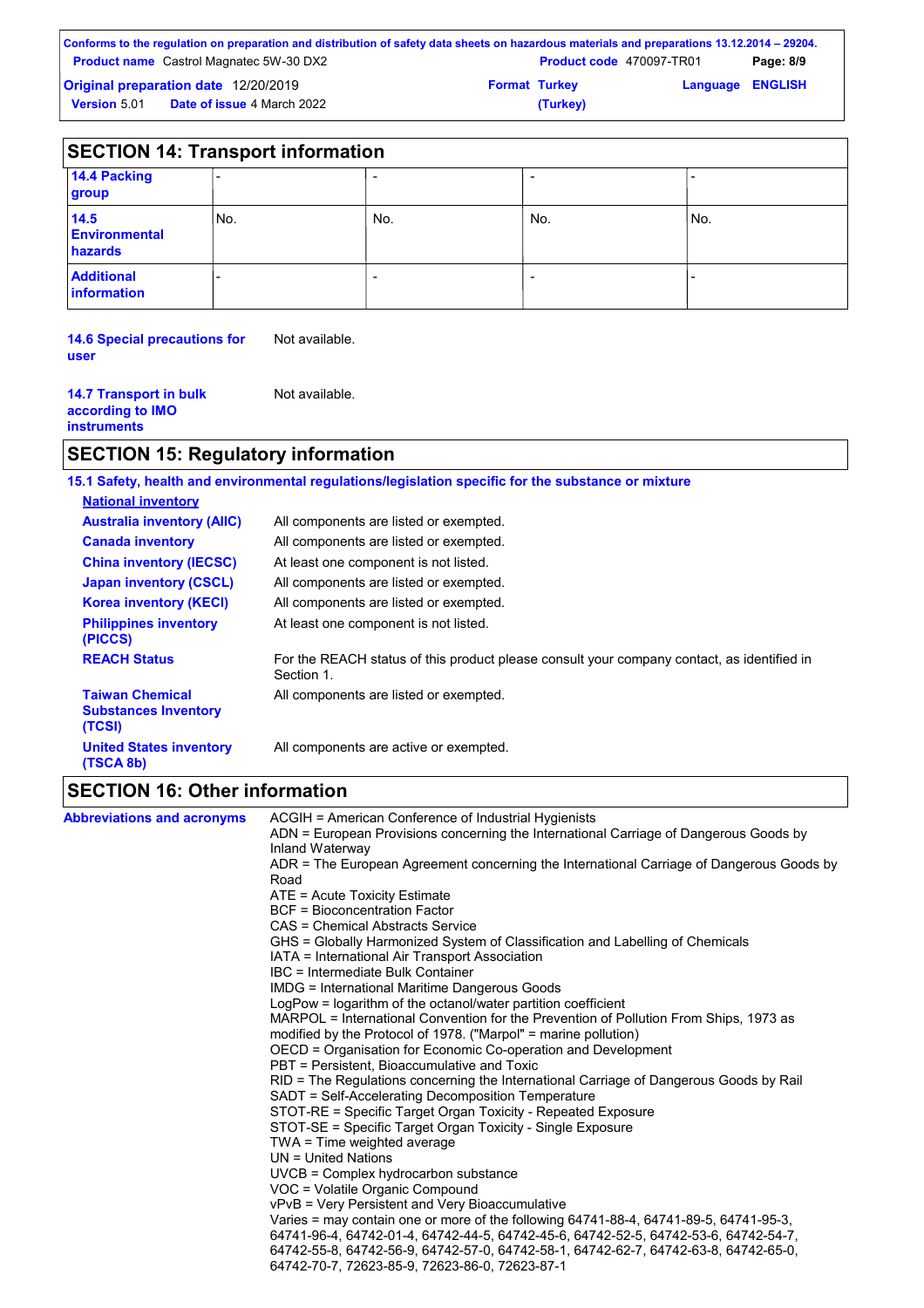## SECTION 14: Transport information

| | | | | |
|---|---|---|---|---|
| **14.4 Packing group** | - | - | - | - |
| **14.5 Environmental hazards** | No. | No. | No. | No. |
| **Additional information** | - | - | - | - |

**14.6 Special precautions for user** Not available.

**14.7 Transport in bulk according to IMO instruments** Not available.

## SECTION 15: Regulatory information

**15.1 Safety, health and environmental regulations/legislation specific for the substance or mixture**

**National inventory**

| | |
|---|---|
| **Australia inventory (AIIC)** | All components are listed or exempted. |
| **Canada inventory** | All components are listed or exempted. |
| **China inventory (IECSC)** | At least one component is not listed. |
| **Japan inventory (CSCL)** | All components are listed or exempted. |
| **Korea inventory (KECI)** | All components are listed or exempted. |
| **Philippines inventory (PICCS)** | At least one component is not listed. |
| **REACH Status** | For the REACH status of this product please consult your company contact, as identified in Section 1. |
| **Taiwan Chemical Substances Inventory (TCSI)** | All components are listed or exempted. |
| **United States inventory (TSCA 8b)** | All components are active or exempted. |

## SECTION 16: Other information

**Abbreviations and acronyms**

ACGIH = American Conference of Industrial Hygienists
ADN = European Provisions concerning the International Carriage of Dangerous Goods by Inland Waterway
ADR = The European Agreement concerning the International Carriage of Dangerous Goods by Road
ATE = Acute Toxicity Estimate
BCF = Bioconcentration Factor
CAS = Chemical Abstracts Service
GHS = Globally Harmonized System of Classification and Labelling of Chemicals
IATA = International Air Transport Association
IBC = Intermediate Bulk Container
IMDG = International Maritime Dangerous Goods
LogPow = logarithm of the octanol/water partition coefficient
MARPOL = International Convention for the Prevention of Pollution From Ships, 1973 as modified by the Protocol of 1978. ("Marpol" = marine pollution)
OECD = Organisation for Economic Co-operation and Development
PBT = Persistent, Bioaccumulative and Toxic
RID = The Regulations concerning the International Carriage of Dangerous Goods by Rail
SADT = Self-Accelerating Decomposition Temperature
STOT-RE = Specific Target Organ Toxicity - Repeated Exposure
STOT-SE = Specific Target Organ Toxicity - Single Exposure
TWA = Time weighted average
UN = United Nations
UVCB = Complex hydrocarbon substance
VOC = Volatile Organic Compound
vPvB = Very Persistent and Very Bioaccumulative
Varies = may contain one or more of the following 64741-88-4, 64741-89-5, 64741-95-3, 64741-96-4, 64742-01-4, 64742-44-5, 64742-45-6, 64742-52-5, 64742-53-6, 64742-54-7, 64742-55-8, 64742-56-9, 64742-57-0, 64742-58-1, 64742-62-7, 64742-63-8, 64742-65-0, 64742-70-7, 72623-85-9, 72623-86-0, 72623-87-1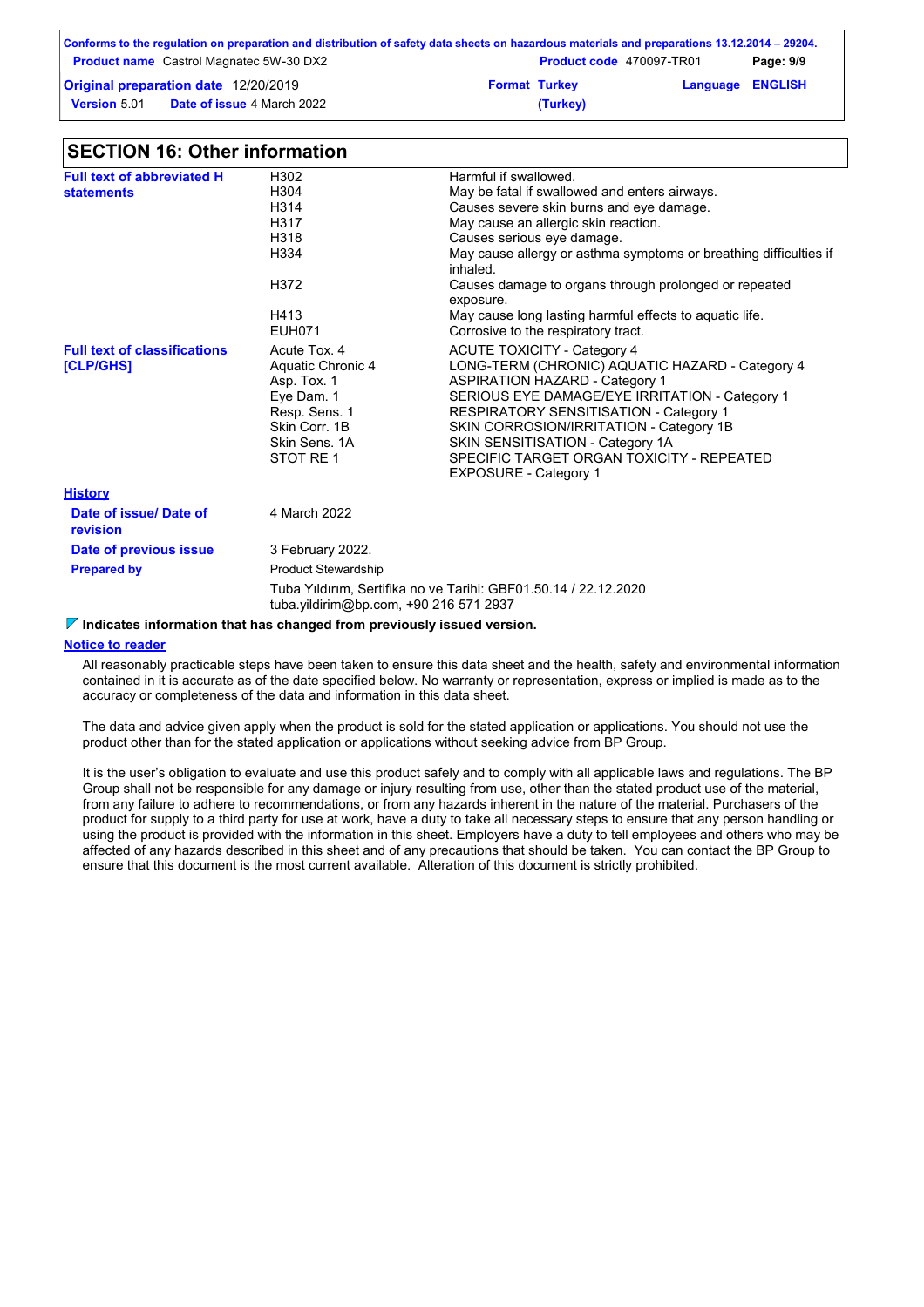## SECTION 16: Other information

| | | |
|---|---|---|
| **Full text of abbreviated H statements** | H302 | Harmful if swallowed. |
| | H304 | May be fatal if swallowed and enters airways. |
| | H314 | Causes severe skin burns and eye damage. |
| | H317 | May cause an allergic skin reaction. |
| | H318 | Causes serious eye damage. |
| | H334 | May cause allergy or asthma symptoms or breathing difficulties if inhaled. |
| | H372 | Causes damage to organs through prolonged or repeated exposure. |
| | H413 | May cause long lasting harmful effects to aquatic life. |
| | EUH071 | Corrosive to the respiratory tract. |
| **Full text of classifications [CLP/GHS]** | Acute Tox. 4 | ACUTE TOXICITY - Category 4 |
| | Aquatic Chronic 4 | LONG-TERM (CHRONIC) AQUATIC HAZARD - Category 4 |
| | Asp. Tox. 1 | ASPIRATION HAZARD - Category 1 |
| | Eye Dam. 1 | SERIOUS EYE DAMAGE/EYE IRRITATION - Category 1 |
| | Resp. Sens. 1 | RESPIRATORY SENSITISATION - Category 1 |
| | Skin Corr. 1B | SKIN CORROSION/IRRITATION - Category 1B |
| | Skin Sens. 1A | SKIN SENSITISATION - Category 1A |
| | STOT RE 1 | SPECIFIC TARGET ORGAN TOXICITY - REPEATED EXPOSURE - Category 1 |

**History**

| | |
|---|---|
| **Date of issue/ Date of revision** | 4 March 2022 |
| **Date of previous issue** | 3 February 2022. |
| **Prepared by** | Product Stewardship |
| | Tuba Yıldırım, Sertifika no ve Tarihi: GBF01.50.14 / 22.12.2020 tuba.yildirim@bp.com, +90 216 571 2937 |

**Indicates information that has changed from previously issued version.**

**Notice to reader**

All reasonably practicable steps have been taken to ensure this data sheet and the health, safety and environmental information contained in it is accurate as of the date specified below. No warranty or representation, express or implied is made as to the accuracy or completeness of the data and information in this data sheet.

The data and advice given apply when the product is sold for the stated application or applications. You should not use the product other than for the stated application or applications without seeking advice from BP Group.

It is the user's obligation to evaluate and use this product safely and to comply with all applicable laws and regulations. The BP Group shall not be responsible for any damage or injury resulting from use, other than the stated product use of the material, from any failure to adhere to recommendations, or from any hazards inherent in the nature of the material. Purchasers of the product for supply to a third party for use at work, have a duty to take all necessary steps to ensure that any person handling or using the product is provided with the information in this sheet. Employers have a duty to tell employees and others who may be affected of any hazards described in this sheet and of any precautions that should be taken. You can contact the BP Group to ensure that this document is the most current available. Alteration of this document is strictly prohibited.